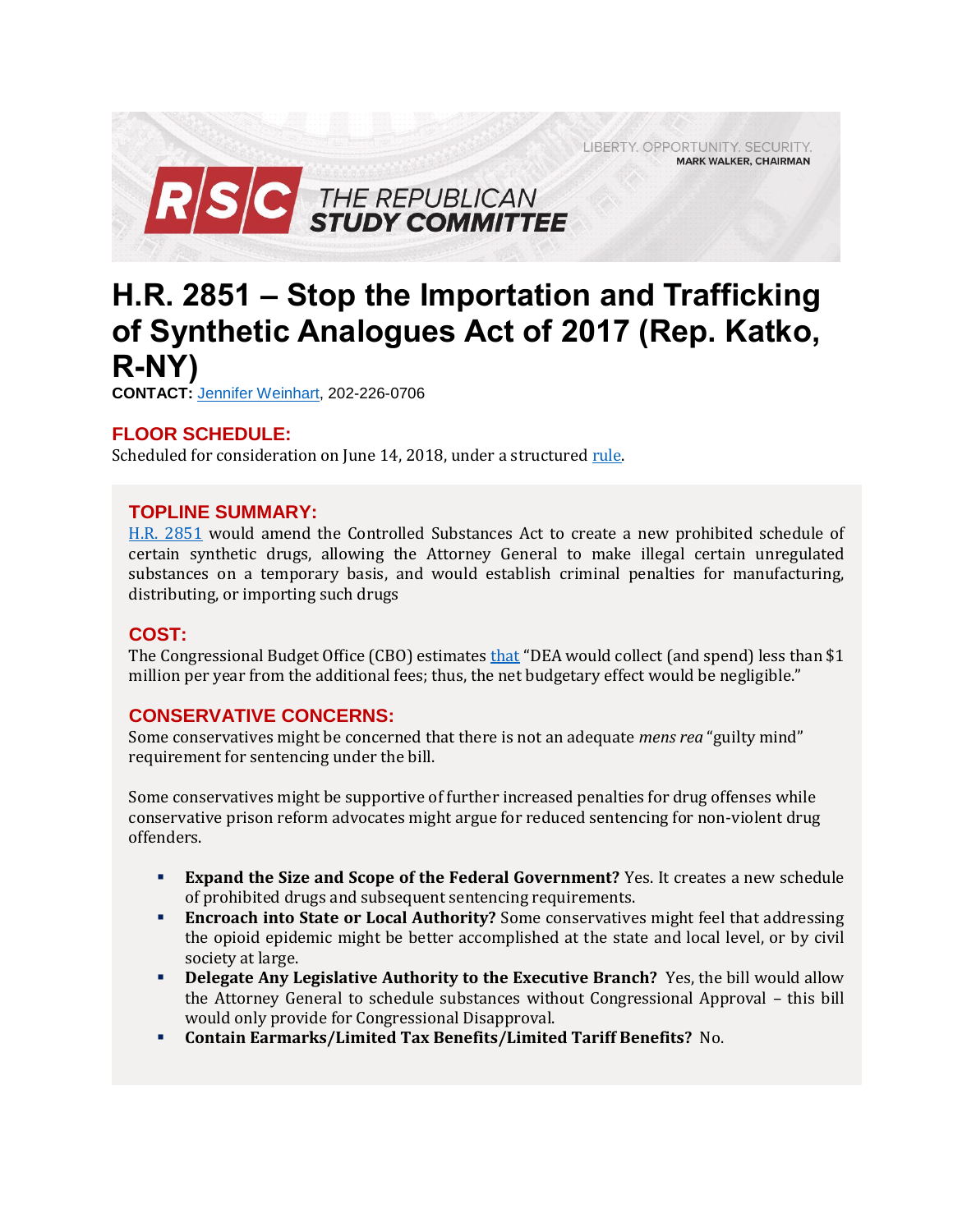LIBERTY. OPPORTUNITY. SECURITY.
MARK WALKER, CHAIRMAN

RSC THE REPUBLICAN STUDY COMMITTEE

# H.R. 2851 – Stop the Importation and Trafficking of Synthetic Analogues Act of 2017 (Rep. Katko, R-NY)

**CONTACT:** Jennifer Weinhart, 202-226-0706

## FLOOR SCHEDULE:

Scheduled for consideration on June 14, 2018, under a structured rule.

## TOPLINE SUMMARY:

H.R. 2851 would amend the Controlled Substances Act to create a new prohibited schedule of certain synthetic drugs, allowing the Attorney General to make illegal certain unregulated substances on a temporary basis, and would establish criminal penalties for manufacturing, distributing, or importing such drugs

## COST:

The Congressional Budget Office (CBO) estimates that "DEA would collect (and spend) less than $1 million per year from the additional fees; thus, the net budgetary effect would be negligible."

## CONSERVATIVE CONCERNS:

Some conservatives might be concerned that there is not an adequate *mens rea* "guilty mind" requirement for sentencing under the bill.

Some conservatives might be supportive of further increased penalties for drug offenses while conservative prison reform advocates might argue for reduced sentencing for non-violent drug offenders.

- **Expand the Size and Scope of the Federal Government?** Yes. It creates a new schedule of prohibited drugs and subsequent sentencing requirements.
- **Encroach into State or Local Authority?** Some conservatives might feel that addressing the opioid epidemic might be better accomplished at the state and local level, or by civil society at large.
- **Delegate Any Legislative Authority to the Executive Branch?** Yes, the bill would allow the Attorney General to schedule substances without Congressional Approval – this bill would only provide for Congressional Disapproval.
- **Contain Earmarks/Limited Tax Benefits/Limited Tariff Benefits?** No.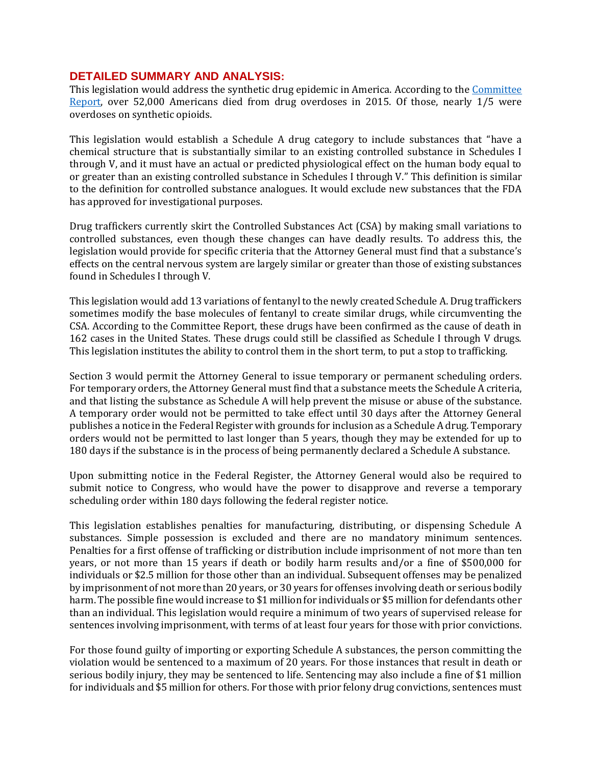## DETAILED SUMMARY AND ANALYSIS:

This legislation would address the synthetic drug epidemic in America. According to the [Committee Report](), over 52,000 Americans died from drug overdoses in 2015. Of those, nearly 1/5 were overdoses on synthetic opioids.

This legislation would establish a Schedule A drug category to include substances that "have a chemical structure that is substantially similar to an existing controlled substance in Schedules I through V, and it must have an actual or predicted physiological effect on the human body equal to or greater than an existing controlled substance in Schedules I through V." This definition is similar to the definition for controlled substance analogues. It would exclude new substances that the FDA has approved for investigational purposes.

Drug traffickers currently skirt the Controlled Substances Act (CSA) by making small variations to controlled substances, even though these changes can have deadly results. To address this, the legislation would provide for specific criteria that the Attorney General must find that a substance's effects on the central nervous system are largely similar or greater than those of existing substances found in Schedules I through V.

This legislation would add 13 variations of fentanyl to the newly created Schedule A. Drug traffickers sometimes modify the base molecules of fentanyl to create similar drugs, while circumventing the CSA. According to the Committee Report, these drugs have been confirmed as the cause of death in 162 cases in the United States. These drugs could still be classified as Schedule I through V drugs. This legislation institutes the ability to control them in the short term, to put a stop to trafficking.

Section 3 would permit the Attorney General to issue temporary or permanent scheduling orders. For temporary orders, the Attorney General must find that a substance meets the Schedule A criteria, and that listing the substance as Schedule A will help prevent the misuse or abuse of the substance. A temporary order would not be permitted to take effect until 30 days after the Attorney General publishes a notice in the Federal Register with grounds for inclusion as a Schedule A drug. Temporary orders would not be permitted to last longer than 5 years, though they may be extended for up to 180 days if the substance is in the process of being permanently declared a Schedule A substance.

Upon submitting notice in the Federal Register, the Attorney General would also be required to submit notice to Congress, who would have the power to disapprove and reverse a temporary scheduling order within 180 days following the federal register notice.

This legislation establishes penalties for manufacturing, distributing, or dispensing Schedule A substances. Simple possession is excluded and there are no mandatory minimum sentences. Penalties for a first offense of trafficking or distribution include imprisonment of not more than ten years, or not more than 15 years if death or bodily harm results and/or a fine of $500,000 for individuals or $2.5 million for those other than an individual. Subsequent offenses may be penalized by imprisonment of not more than 20 years, or 30 years for offenses involving death or serious bodily harm. The possible fine would increase to $1 million for individuals or $5 million for defendants other than an individual. This legislation would require a minimum of two years of supervised release for sentences involving imprisonment, with terms of at least four years for those with prior convictions.

For those found guilty of importing or exporting Schedule A substances, the person committing the violation would be sentenced to a maximum of 20 years. For those instances that result in death or serious bodily injury, they may be sentenced to life. Sentencing may also include a fine of $1 million for individuals and $5 million for others. For those with prior felony drug convictions, sentences must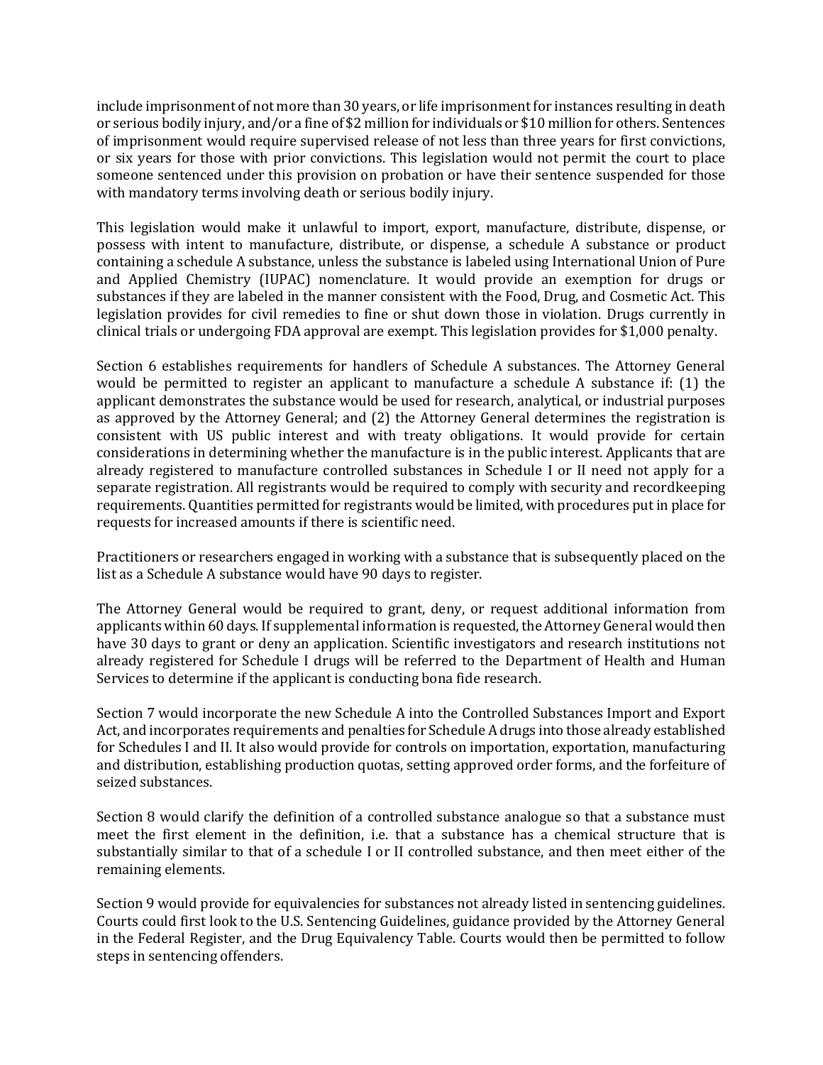include imprisonment of not more than 30 years, or life imprisonment for instances resulting in death or serious bodily injury, and/or a fine of $2 million for individuals or $10 million for others. Sentences of imprisonment would require supervised release of not less than three years for first convictions, or six years for those with prior convictions. This legislation would not permit the court to place someone sentenced under this provision on probation or have their sentence suspended for those with mandatory terms involving death or serious bodily injury.

This legislation would make it unlawful to import, export, manufacture, distribute, dispense, or possess with intent to manufacture, distribute, or dispense, a schedule A substance or product containing a schedule A substance, unless the substance is labeled using International Union of Pure and Applied Chemistry (IUPAC) nomenclature. It would provide an exemption for drugs or substances if they are labeled in the manner consistent with the Food, Drug, and Cosmetic Act. This legislation provides for civil remedies to fine or shut down those in violation. Drugs currently in clinical trials or undergoing FDA approval are exempt. This legislation provides for $1,000 penalty.

Section 6 establishes requirements for handlers of Schedule A substances. The Attorney General would be permitted to register an applicant to manufacture a schedule A substance if: (1) the applicant demonstrates the substance would be used for research, analytical, or industrial purposes as approved by the Attorney General; and (2) the Attorney General determines the registration is consistent with US public interest and with treaty obligations. It would provide for certain considerations in determining whether the manufacture is in the public interest. Applicants that are already registered to manufacture controlled substances in Schedule I or II need not apply for a separate registration. All registrants would be required to comply with security and recordkeeping requirements. Quantities permitted for registrants would be limited, with procedures put in place for requests for increased amounts if there is scientific need.

Practitioners or researchers engaged in working with a substance that is subsequently placed on the list as a Schedule A substance would have 90 days to register.

The Attorney General would be required to grant, deny, or request additional information from applicants within 60 days. If supplemental information is requested, the Attorney General would then have 30 days to grant or deny an application. Scientific investigators and research institutions not already registered for Schedule I drugs will be referred to the Department of Health and Human Services to determine if the applicant is conducting bona fide research.

Section 7 would incorporate the new Schedule A into the Controlled Substances Import and Export Act, and incorporates requirements and penalties for Schedule A drugs into those already established for Schedules I and II. It also would provide for controls on importation, exportation, manufacturing and distribution, establishing production quotas, setting approved order forms, and the forfeiture of seized substances.

Section 8 would clarify the definition of a controlled substance analogue so that a substance must meet the first element in the definition, i.e. that a substance has a chemical structure that is substantially similar to that of a schedule I or II controlled substance, and then meet either of the remaining elements.

Section 9 would provide for equivalencies for substances not already listed in sentencing guidelines. Courts could first look to the U.S. Sentencing Guidelines, guidance provided by the Attorney General in the Federal Register, and the Drug Equivalency Table. Courts would then be permitted to follow steps in sentencing offenders.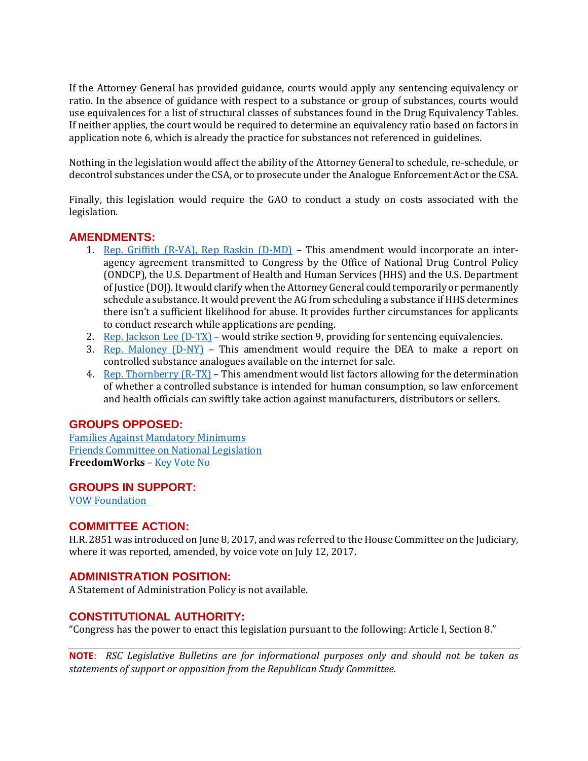If the Attorney General has provided guidance, courts would apply any sentencing equivalency or ratio. In the absence of guidance with respect to a substance or group of substances, courts would use equivalences for a list of structural classes of substances found in the Drug Equivalency Tables. If neither applies, the court would be required to determine an equivalency ratio based on factors in application note 6, which is already the practice for substances not referenced in guidelines.

Nothing in the legislation would affect the ability of the Attorney General to schedule, re-schedule, or decontrol substances under the CSA, or to prosecute under the Analogue Enforcement Act or the CSA.

Finally, this legislation would require the GAO to conduct a study on costs associated with the legislation.

## AMENDMENTS:

1. Rep. Griffith (R-VA), Rep Raskin (D-MD) – This amendment would incorporate an inter-agency agreement transmitted to Congress by the Office of National Drug Control Policy (ONDCP), the U.S. Department of Health and Human Services (HHS) and the U.S. Department of Justice (DOJ). It would clarify when the Attorney General could temporarily or permanently schedule a substance. It would prevent the AG from scheduling a substance if HHS determines there isn't a sufficient likelihood for abuse. It provides further circumstances for applicants to conduct research while applications are pending.
2. Rep. Jackson Lee (D-TX) – would strike section 9, providing for sentencing equivalencies.
3. Rep. Maloney (D-NY) – This amendment would require the DEA to make a report on controlled substance analogues available on the internet for sale.
4. Rep. Thornberry (R-TX) – This amendment would list factors allowing for the determination of whether a controlled substance is intended for human consumption, so law enforcement and health officials can swiftly take action against manufacturers, distributors or sellers.

## GROUPS OPPOSED:

Families Against Mandatory Minimums
Friends Committee on National Legislation
**FreedomWorks** – Key Vote No

## GROUPS IN SUPPORT:

VOW Foundation

## COMMITTEE ACTION:

H.R. 2851 was introduced on June 8, 2017, and was referred to the House Committee on the Judiciary, where it was reported, amended, by voice vote on July 12, 2017.

## ADMINISTRATION POSITION:

A Statement of Administration Policy is not available.

## CONSTITUTIONAL AUTHORITY:

"Congress has the power to enact this legislation pursuant to the following: Article I, Section 8."

---

**NOTE**: *RSC Legislative Bulletins are for informational purposes only and should not be taken as statements of support or opposition from the Republican Study Committee.*